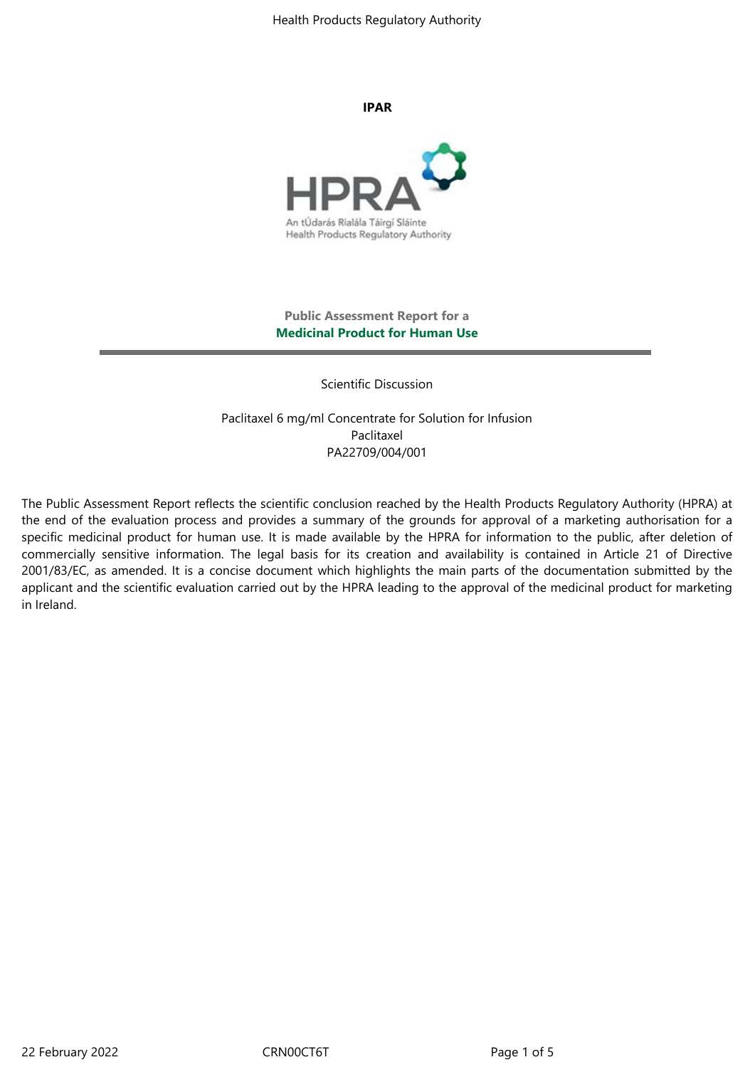**IPAR**

An tÚdarás Rialála Táirgí Sláinte
Health Products Regulatory Authority

**Public Assessment Report for a**
**Medicinal Product for Human Use**

---

Scientific Discussion

Paclitaxel 6 mg/ml Concentrate for Solution for Infusion
Paclitaxel
PA22709/004/001

The Public Assessment Report reflects the scientific conclusion reached by the Health Products Regulatory Authority (HPRA) at the end of the evaluation process and provides a summary of the grounds for approval of a marketing authorisation for a specific medicinal product for human use. It is made available by the HPRA for information to the public, after deletion of commercially sensitive information. The legal basis for its creation and availability is contained in Article 21 of Directive 2001/83/EC, as amended. It is a concise document which highlights the main parts of the documentation submitted by the applicant and the scientific evaluation carried out by the HPRA leading to the approval of the medicinal product for marketing in Ireland.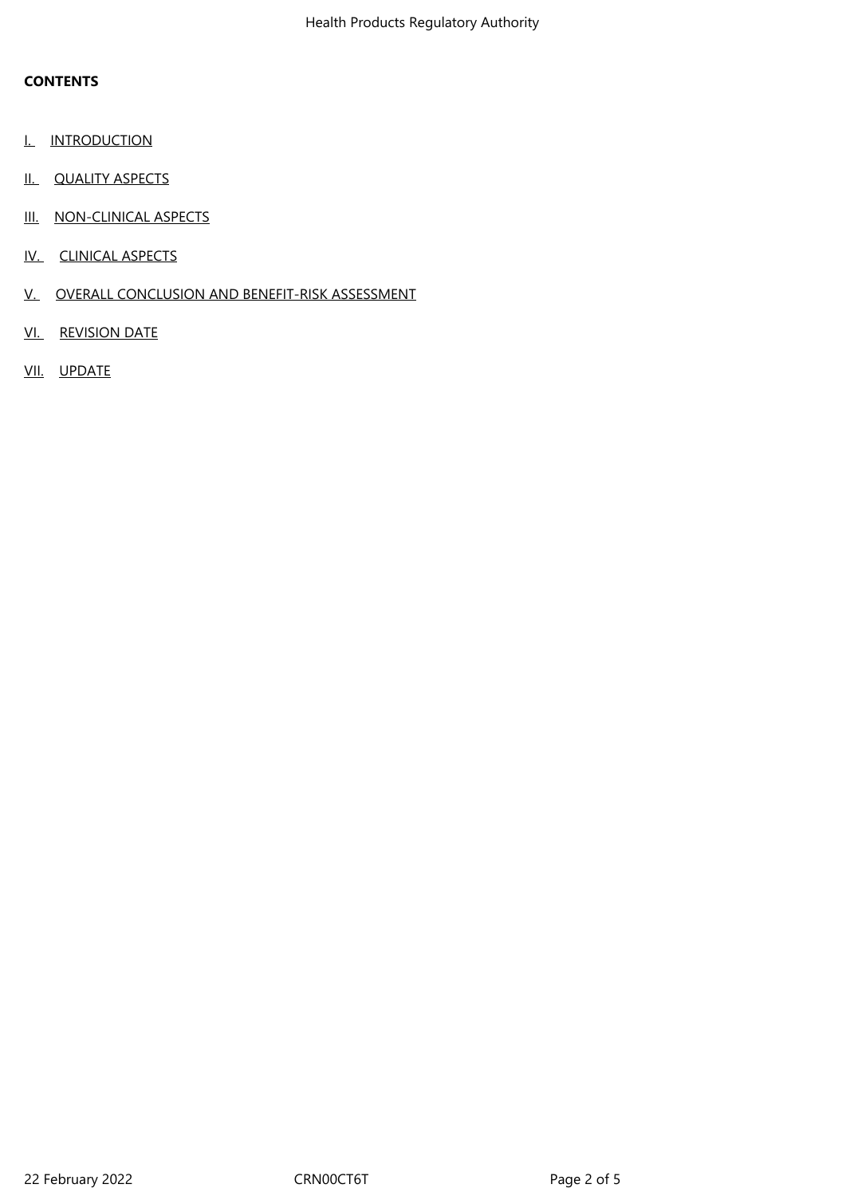**CONTENTS**

I. INTRODUCTION

II. QUALITY ASPECTS

III. NON-CLINICAL ASPECTS

IV. CLINICAL ASPECTS

V. OVERALL CONCLUSION AND BENEFIT-RISK ASSESSMENT

VI. REVISION DATE

VII. UPDATE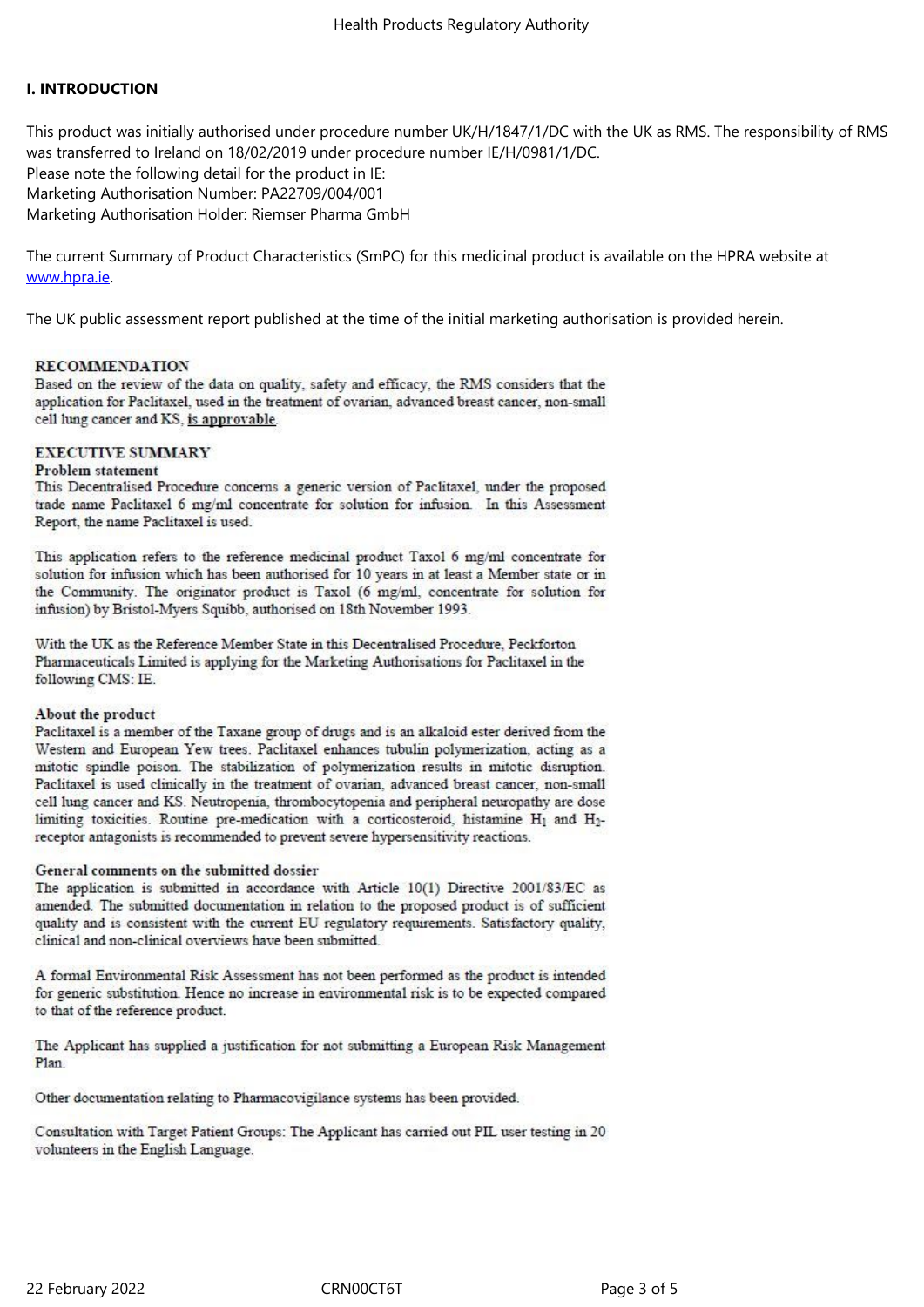## I. INTRODUCTION

This product was initially authorised under procedure number UK/H/1847/1/DC with the UK as RMS. The responsibility of RMS was transferred to Ireland on 18/02/2019 under procedure number IE/H/0981/1/DC.
Please note the following detail for the product in IE:
Marketing Authorisation Number: PA22709/004/001
Marketing Authorisation Holder: Riemser Pharma GmbH

The current Summary of Product Characteristics (SmPC) for this medicinal product is available on the HPRA website at www.hpra.ie.

The UK public assessment report published at the time of the initial marketing authorisation is provided herein.

### RECOMMENDATION

Based on the review of the data on quality, safety and efficacy, the RMS considers that the application for Paclitaxel, used in the treatment of ovarian, advanced breast cancer, non-small cell lung cancer and KS, is approvable.

### EXECUTIVE SUMMARY

**Problem statement**

This Decentralised Procedure concerns a generic version of Paclitaxel, under the proposed trade name Paclitaxel 6 mg/ml concentrate for solution for infusion. In this Assessment Report, the name Paclitaxel is used.

This application refers to the reference medicinal product Taxol 6 mg/ml concentrate for solution for infusion which has been authorised for 10 years in at least a Member state or in the Community. The originator product is Taxol (6 mg/ml, concentrate for solution for infusion) by Bristol-Myers Squibb, authorised on 18th November 1993.

With the UK as the Reference Member State in this Decentralised Procedure, Peckforton Pharmaceuticals Limited is applying for the Marketing Authorisations for Paclitaxel in the following CMS: IE.

**About the product**

Paclitaxel is a member of the Taxane group of drugs and is an alkaloid ester derived from the Western and European Yew trees. Paclitaxel enhances tubulin polymerization, acting as a mitotic spindle poison. The stabilization of polymerization results in mitotic disruption. Paclitaxel is used clinically in the treatment of ovarian, advanced breast cancer, non-small cell lung cancer and KS. Neutropenia, thrombocytopenia and peripheral neuropathy are dose limiting toxicities. Routine pre-medication with a corticosteroid, histamine $H_1$ and $H_2$-receptor antagonists is recommended to prevent severe hypersensitivity reactions.

**General comments on the submitted dossier**

The application is submitted in accordance with Article 10(1) Directive 2001/83/EC as amended. The submitted documentation in relation to the proposed product is of sufficient quality and is consistent with the current EU regulatory requirements. Satisfactory quality, clinical and non-clinical overviews have been submitted.

A formal Environmental Risk Assessment has not been performed as the product is intended for generic substitution. Hence no increase in environmental risk is to be expected compared to that of the reference product.

The Applicant has supplied a justification for not submitting a European Risk Management Plan.

Other documentation relating to Pharmacovigilance systems has been provided.

Consultation with Target Patient Groups: The Applicant has carried out PIL user testing in 20 volunteers in the English Language.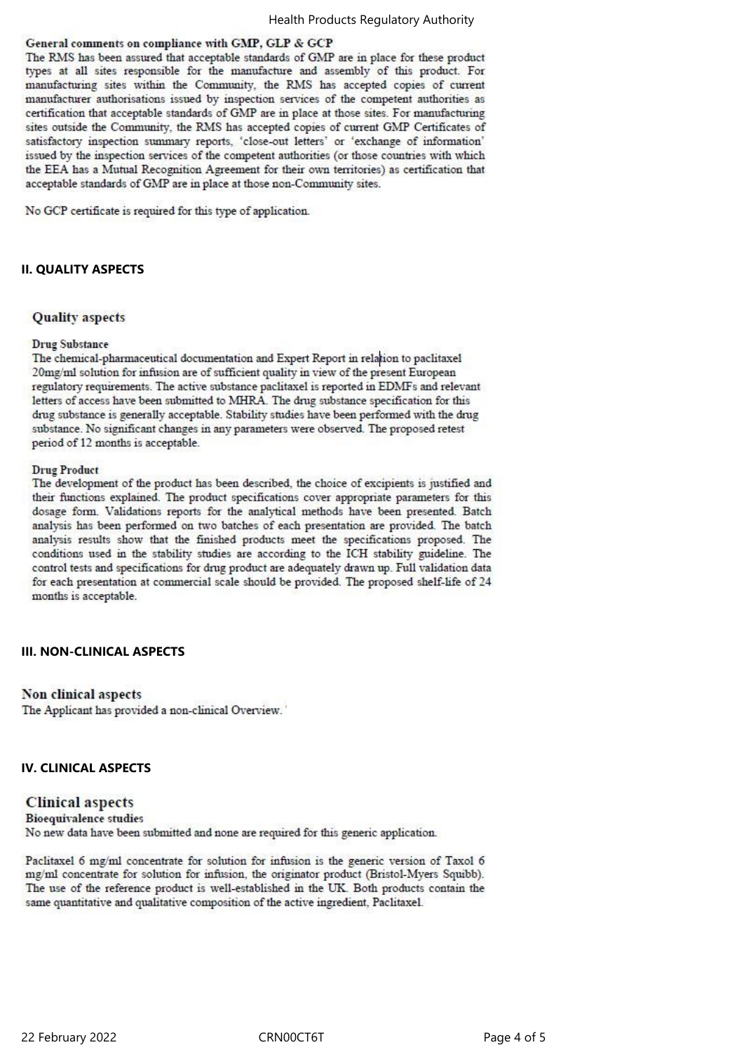**General comments on compliance with GMP, GLP & GCP**

The RMS has been assured that acceptable standards of GMP are in place for these product types at all sites responsible for the manufacture and assembly of this product. For manufacturing sites within the Community, the RMS has accepted copies of current manufacturer authorisations issued by inspection services of the competent authorities as certification that acceptable standards of GMP are in place at those sites. For manufacturing sites outside the Community, the RMS has accepted copies of current GMP Certificates of satisfactory inspection summary reports, 'close-out letters' or 'exchange of information' issued by the inspection services of the competent authorities (or those countries with which the EEA has a Mutual Recognition Agreement for their own territories) as certification that acceptable standards of GMP are in place at those non-Community sites.

No GCP certificate is required for this type of application.

## II. QUALITY ASPECTS

### Quality aspects

**Drug Substance**

The chemical-pharmaceutical documentation and Expert Report in relation to paclitaxel 20mg/ml solution for infusion are of sufficient quality in view of the present European regulatory requirements. The active substance paclitaxel is reported in EDMFs and relevant letters of access have been submitted to MHRA. The drug substance specification for this drug substance is generally acceptable. Stability studies have been performed with the drug substance. No significant changes in any parameters were observed. The proposed retest period of 12 months is acceptable.

**Drug Product**

The development of the product has been described, the choice of excipients is justified and their functions explained. The product specifications cover appropriate parameters for this dosage form. Validations reports for the analytical methods have been presented. Batch analysis has been performed on two batches of each presentation are provided. The batch analysis results show that the finished products meet the specifications proposed. The conditions used in the stability studies are according to the ICH stability guideline. The control tests and specifications for drug product are adequately drawn up. Full validation data for each presentation at commercial scale should be provided. The proposed shelf-life of 24 months is acceptable.

## III. NON-CLINICAL ASPECTS

### Non clinical aspects

The Applicant has provided a non-clinical Overview.

## IV. CLINICAL ASPECTS

### Clinical aspects

**Bioequivalence studies**

No new data have been submitted and none are required for this generic application.

Paclitaxel 6 mg/ml concentrate for solution for infusion is the generic version of Taxol 6 mg/ml concentrate for solution for infusion, the originator product (Bristol-Myers Squibb). The use of the reference product is well-established in the UK. Both products contain the same quantitative and qualitative composition of the active ingredient, Paclitaxel.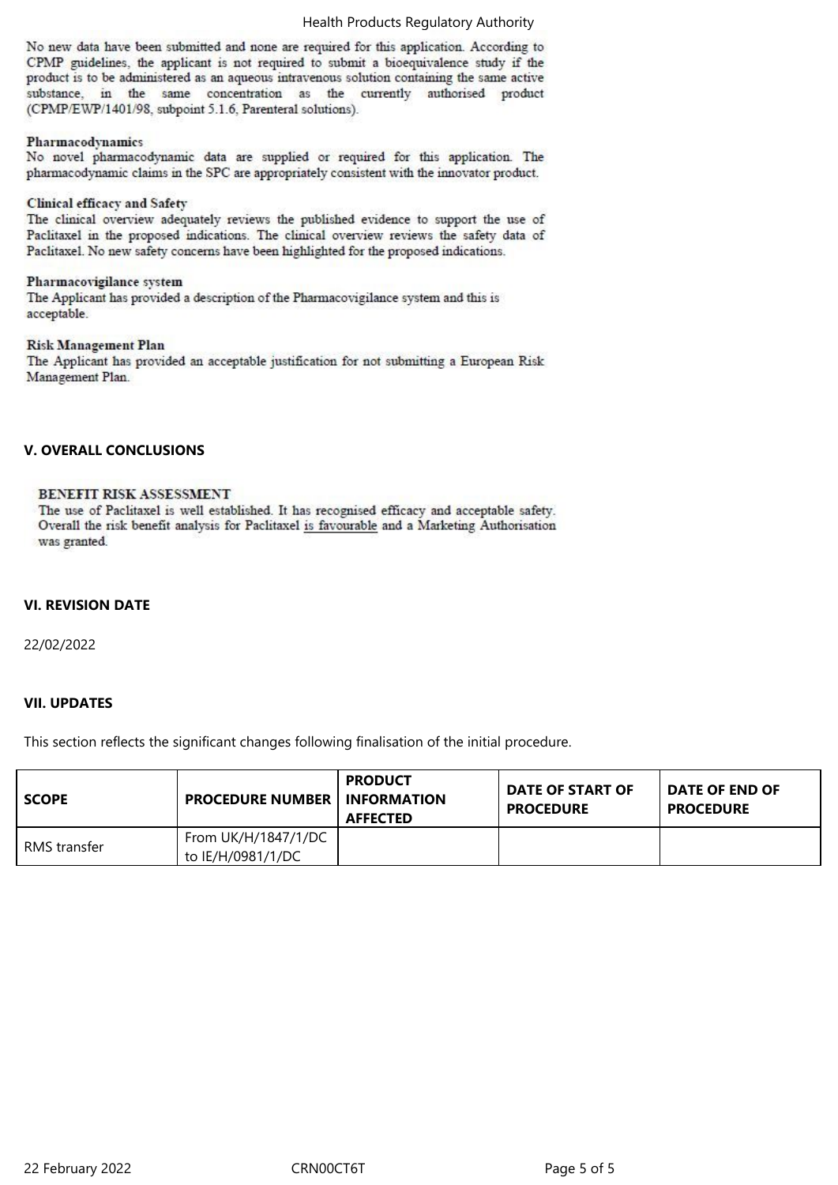No new data have been submitted and none are required for this application. According to CPMP guidelines, the applicant is not required to submit a bioequivalence study if the product is to be administered as an aqueous intravenous solution containing the same active substance, in the same concentration as the currently authorised product (CPMP/EWP/1401/98, subpoint 5.1.6, Parenteral solutions).

**Pharmacodynamics**

No novel pharmacodynamic data are supplied or required for this application. The pharmacodynamic claims in the SPC are appropriately consistent with the innovator product.

**Clinical efficacy and Safety**

The clinical overview adequately reviews the published evidence to support the use of Paclitaxel in the proposed indications. The clinical overview reviews the safety data of Paclitaxel. No new safety concerns have been highlighted for the proposed indications.

**Pharmacovigilance system**

The Applicant has provided a description of the Pharmacovigilance system and this is acceptable.

**Risk Management Plan**

The Applicant has provided an acceptable justification for not submitting a European Risk Management Plan.

## V. OVERALL CONCLUSIONS

**BENEFIT RISK ASSESSMENT**

The use of Paclitaxel is well established. It has recognised efficacy and acceptable safety. Overall the risk benefit analysis for Paclitaxel is favourable and a Marketing Authorisation was granted.

## VI. REVISION DATE

22/02/2022

## VII. UPDATES

This section reflects the significant changes following finalisation of the initial procedure.

| SCOPE | PROCEDURE NUMBER | PRODUCT INFORMATION AFFECTED | DATE OF START OF PROCEDURE | DATE OF END OF PROCEDURE |
|---|---|---|---|---|
| RMS transfer | From UK/H/1847/1/DC to IE/H/0981/1/DC | | | |